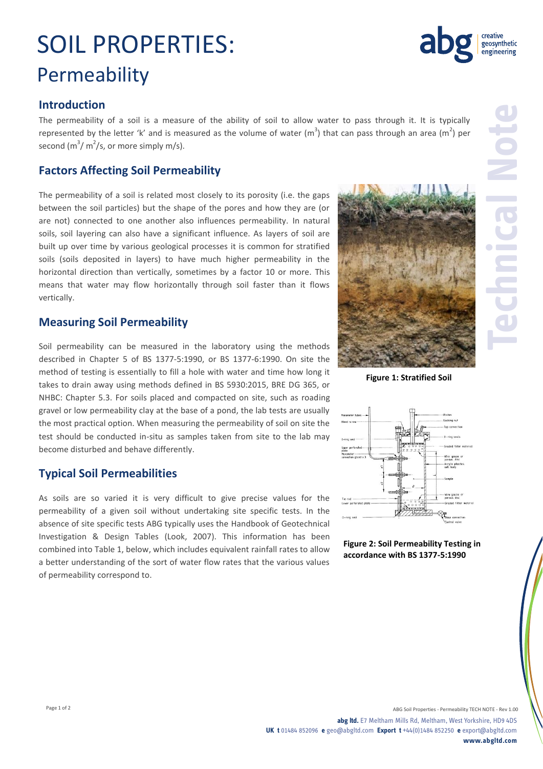# SOIL PROPERTIES:

## Permeability

### Introduction

The permeability of a soil is a measure of the ability of soil to allow water to pass through it. It is typically represented by the letter 'k' and is measured as the volume of water ($m^3$) that can pass through an area ($m^2$) per second ($m^3/m^2/s$, or more simply m/s).

### Factors Affecting Soil Permeability

The permeability of a soil is related most closely to its porosity (i.e. the gaps between the soil particles) but the shape of the pores and how they are (or are not) connected to one another also influences permeability. In natural soils, soil layering can also have a significant influence. As layers of soil are built up over time by various geological processes it is common for stratified soils (soils deposited in layers) to have much higher permeability in the horizontal direction than vertically, sometimes by a factor 10 or more. This means that water may flow horizontally through soil faster than it flows vertically.

**Figure 1: Stratified Soil**

### Measuring Soil Permeability

Soil permeability can be measured in the laboratory using the methods described in Chapter 5 of BS 1377-5:1990, or BS 1377-6:1990. On site the method of testing is essentially to fill a hole with water and time how long it takes to drain away using methods defined in BS 5930:2015, BRE DG 365, or NHBC: Chapter 5.3. For soils placed and compacted on site, such as roading gravel or low permeability clay at the base of a pond, the lab tests are usually the most practical option. When measuring the permeability of soil on site the test should be conducted in-situ as samples taken from site to the lab may become disturbed and behave differently.

**Figure 2: Soil Permeability Testing in accordance with BS 1377-5:1990**

### Typical Soil Permeabilities

As soils are so varied it is very difficult to give precise values for the permeability of a given soil without undertaking site specific tests. In the absence of site specific tests ABG typically uses the Handbook of Geotechnical Investigation & Design Tables (Look, 2007). This information has been combined into Table 1, below, which includes equivalent rainfall rates to allow a better understanding of the sort of water flow rates that the various values of permeability correspond to.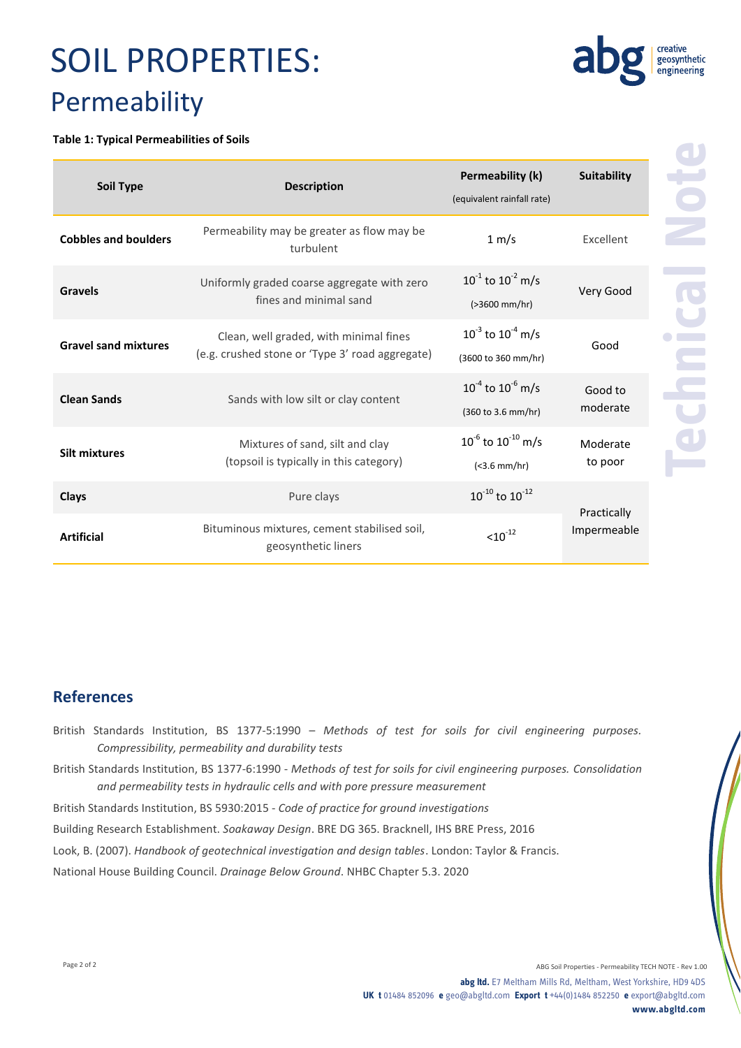# SOIL PROPERTIES:
## Permeability

**Table 1: Typical Permeabilities of Soils**

| Soil Type | Description | Permeability (k) (equivalent rainfall rate) | Suitability |
|---|---|---|---|
| **Cobbles and boulders** | Permeability may be greater as flow may be turbulent | 1 m/s | Excellent |
| **Gravels** | Uniformly graded coarse aggregate with zero fines and minimal sand | $10^{-1}$ to $10^{-2}$ m/s (>3600 mm/hr) | Very Good |
| **Gravel sand mixtures** | Clean, well graded, with minimal fines (e.g. crushed stone or 'Type 3' road aggregate) | $10^{-3}$ to $10^{-4}$ m/s (3600 to 360 mm/hr) | Good |
| **Clean Sands** | Sands with low silt or clay content | $10^{-4}$ to $10^{-6}$ m/s (360 to 3.6 mm/hr) | Good to moderate |
| **Silt mixtures** | Mixtures of sand, silt and clay (topsoil is typically in this category) | $10^{-6}$ to $10^{-10}$ m/s (<3.6 mm/hr) | Moderate to poor |
| **Clays** | Pure clays | $10^{-10}$ to $10^{-12}$ | Practically Impermeable |
| **Artificial** | Bituminous mixtures, cement stabilised soil, geosynthetic liners | $<10^{-12}$ | |

## References

British Standards Institution, BS 1377-5:1990 – *Methods of test for soils for civil engineering purposes. Compressibility, permeability and durability tests*

British Standards Institution, BS 1377-6:1990 - *Methods of test for soils for civil engineering purposes. Consolidation and permeability tests in hydraulic cells and with pore pressure measurement*

British Standards Institution, BS 5930:2015 - *Code of practice for ground investigations*

Building Research Establishment. *Soakaway Design*. BRE DG 365. Bracknell, IHS BRE Press, 2016

Look, B. (2007). *Handbook of geotechnical investigation and design tables*. London: Taylor & Francis.

National House Building Council. *Drainage Below Ground*. NHBC Chapter 5.3. 2020